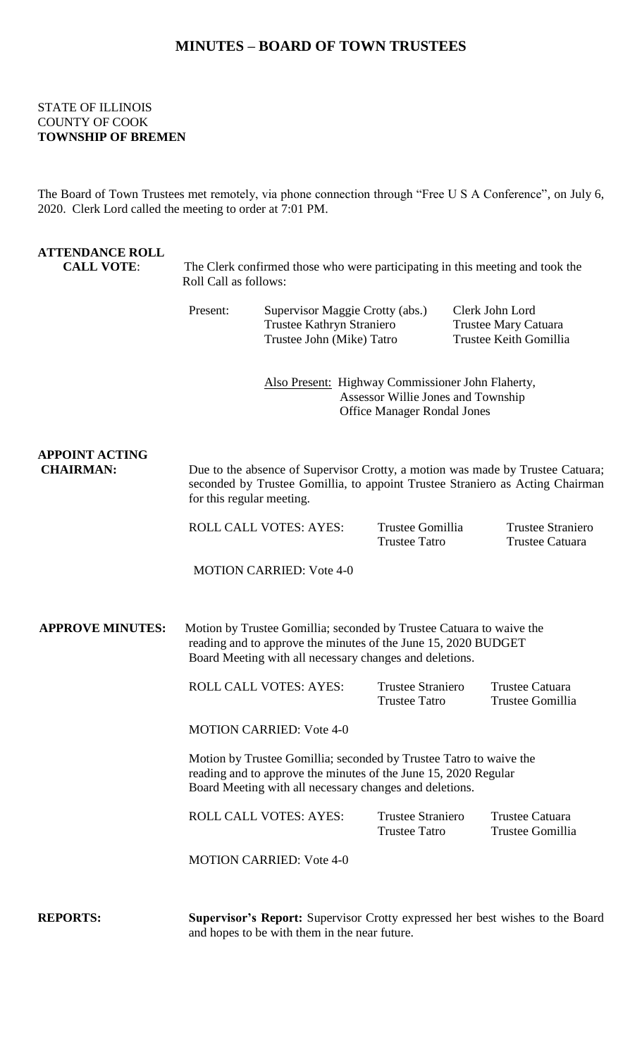# MINUTES – BOARD OF TOWN TRUSTEES

STATE OF ILLINOIS
COUNTY OF COOK
**TOWNSHIP OF BREMEN**

The Board of Town Trustees met remotely, via phone connection through "Free U S A Conference", on July 6, 2020. Clerk Lord called the meeting to order at 7:01 PM.

**ATTENDANCE ROLL CALL VOTE**: The Clerk confirmed those who were participating in this meeting and took the Roll Call as follows:

Present: Supervisor Maggie Crotty (abs.), Clerk John Lord, Trustee Kathryn Straniero, Trustee Mary Catuara, Trustee John (Mike) Tatro, Trustee Keith Gomillia

Also Present: Highway Commissioner John Flaherty, Assessor Willie Jones and Township Office Manager Rondal Jones

**APPOINT ACTING CHAIRMAN:** Due to the absence of Supervisor Crotty, a motion was made by Trustee Catuara; seconded by Trustee Gomillia, to appoint Trustee Straniero as Acting Chairman for this regular meeting.

ROLL CALL VOTES: AYES: Trustee Gomillia, Trustee Straniero, Trustee Tatro, Trustee Catuara

MOTION CARRIED: Vote 4-0

**APPROVE MINUTES:** Motion by Trustee Gomillia; seconded by Trustee Catuara to waive the reading and to approve the minutes of the June 15, 2020 BUDGET Board Meeting with all necessary changes and deletions.

ROLL CALL VOTES: AYES: Trustee Straniero, Trustee Catuara, Trustee Tatro, Trustee Gomillia

MOTION CARRIED: Vote 4-0

Motion by Trustee Gomillia; seconded by Trustee Tatro to waive the reading and to approve the minutes of the June 15, 2020 Regular Board Meeting with all necessary changes and deletions.

ROLL CALL VOTES: AYES: Trustee Straniero, Trustee Catuara, Trustee Tatro, Trustee Gomillia

MOTION CARRIED: Vote 4-0

**REPORTS:** **Supervisor's Report:** Supervisor Crotty expressed her best wishes to the Board and hopes to be with them in the near future.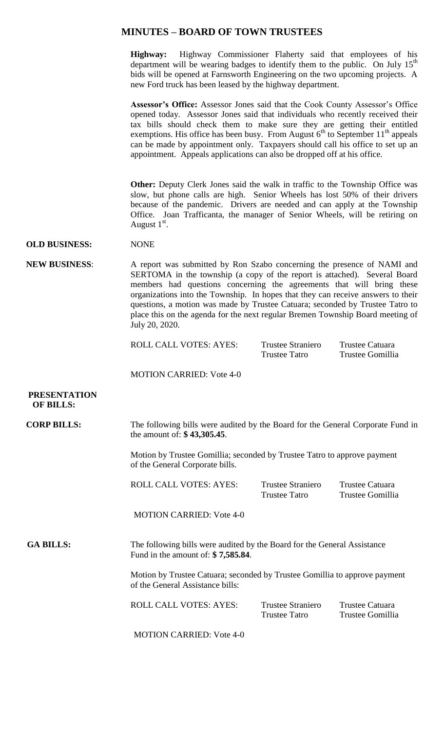# MINUTES – BOARD OF TOWN TRUSTEES

**Highway:** Highway Commissioner Flaherty said that employees of his department will be wearing badges to identify them to the public. On July 15th bids will be opened at Farnsworth Engineering on the two upcoming projects. A new Ford truck has been leased by the highway department.

**Assessor's Office:** Assessor Jones said that the Cook County Assessor's Office opened today. Assessor Jones said that individuals who recently received their tax bills should check them to make sure they are getting their entitled exemptions. His office has been busy. From August 6th to September 11th appeals can be made by appointment only. Taxpayers should call his office to set up an appointment. Appeals applications can also be dropped off at his office.

**Other:** Deputy Clerk Jones said the walk in traffic to the Township Office was slow, but phone calls are high. Senior Wheels has lost 50% of their drivers because of the pandemic. Drivers are needed and can apply at the Township Office. Joan Trafficanta, the manager of Senior Wheels, will be retiring on August 1st.

**OLD BUSINESS:** NONE

**NEW BUSINESS:** A report was submitted by Ron Szabo concerning the presence of NAMI and SERTOMA in the township (a copy of the report is attached). Several Board members had questions concerning the agreements that will bring these organizations into the Township. In hopes that they can receive answers to their questions, a motion was made by Trustee Catuara; seconded by Trustee Tatro to place this on the agenda for the next regular Bremen Township Board meeting of July 20, 2020.

| ROLL CALL VOTES: AYES: | Trustee Straniero | Trustee Catuara |
|---|---|---|
| | Trustee Tatro | Trustee Gomillia |

MOTION CARRIED: Vote 4-0

**PRESENTATION OF BILLS:**

**CORP BILLS:** The following bills were audited by the Board for the General Corporate Fund in the amount of: **$ 43,305.45**.

Motion by Trustee Gomillia; seconded by Trustee Tatro to approve payment of the General Corporate bills.

| ROLL CALL VOTES: AYES: | Trustee Straniero | Trustee Catuara |
|---|---|---|
| | Trustee Tatro | Trustee Gomillia |

MOTION CARRIED: Vote 4-0

**GA BILLS:** The following bills were audited by the Board for the General Assistance Fund in the amount of: **$ 7,585.84**.

Motion by Trustee Catuara; seconded by Trustee Gomillia to approve payment of the General Assistance bills:

| ROLL CALL VOTES: AYES: | Trustee Straniero | Trustee Catuara |
|---|---|---|
| | Trustee Tatro | Trustee Gomillia |

MOTION CARRIED: Vote 4-0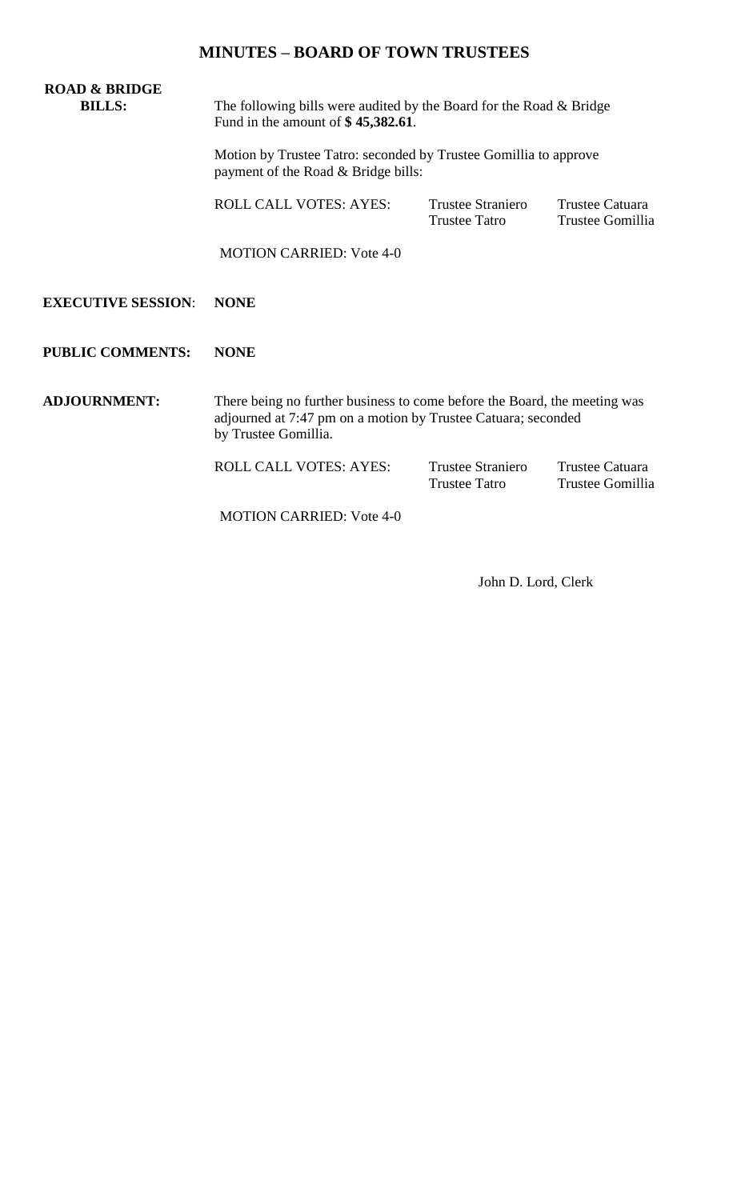## MINUTES – BOARD OF TOWN TRUSTEES

**ROAD & BRIDGE BILLS:** The following bills were audited by the Board for the Road & Bridge Fund in the amount of **$ 45,382.61**.

Motion by Trustee Tatro: seconded by Trustee Gomillia to approve payment of the Road & Bridge bills:

| | | |
|---|---|---|
| ROLL CALL VOTES: AYES: | Trustee Straniero | Trustee Catuara |
| | Trustee Tatro | Trustee Gomillia |

MOTION CARRIED: Vote 4-0

**EXECUTIVE SESSION**: **NONE**

**PUBLIC COMMENTS:** **NONE**

**ADJOURNMENT:** There being no further business to come before the Board, the meeting was adjourned at 7:47 pm on a motion by Trustee Catuara; seconded by Trustee Gomillia.

| | | |
|---|---|---|
| ROLL CALL VOTES: AYES: | Trustee Straniero | Trustee Catuara |
| | Trustee Tatro | Trustee Gomillia |

MOTION CARRIED: Vote 4-0

John D. Lord, Clerk